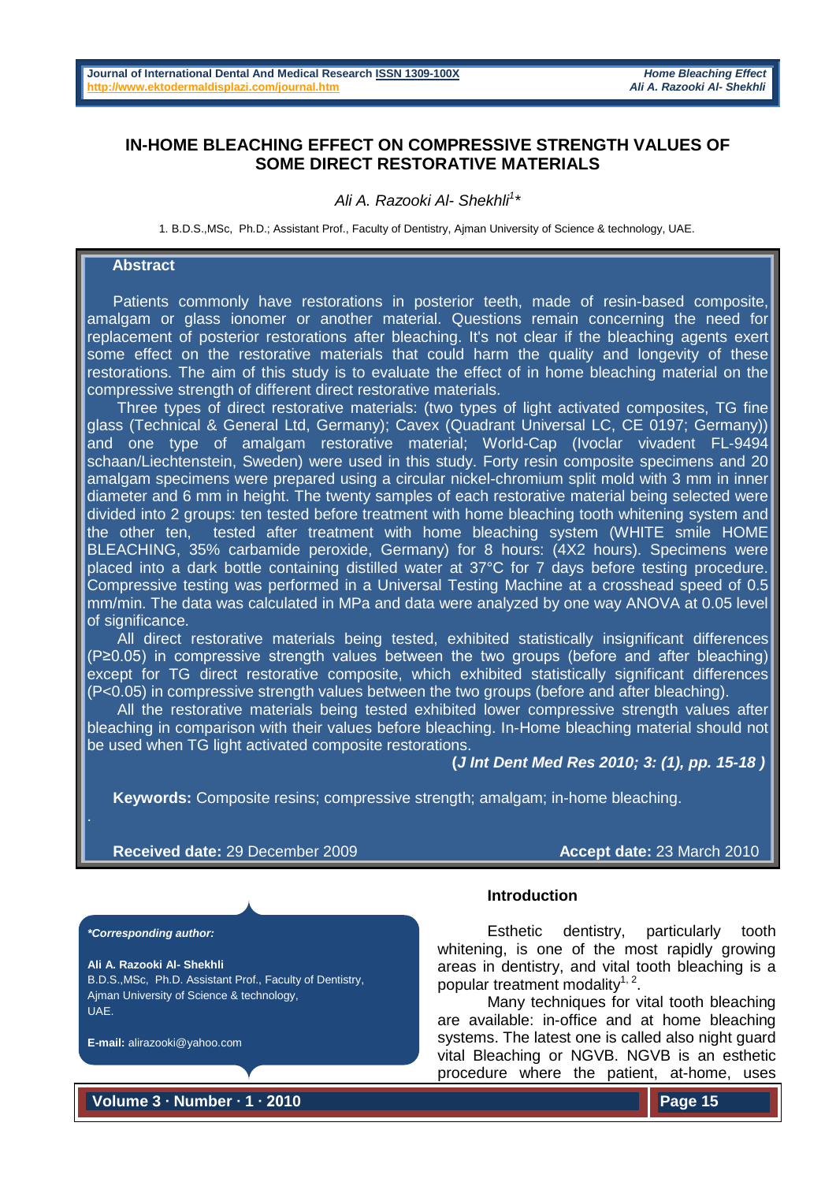# IN-HOME BLEACHING EFFECT ON COMPRESSIVE STRENGTH VALUES OF SOME DIRECT RESTORATIVE MATERIALS

*Ali A. Razooki Al- Shekhli[1]\**

1. B.D.S.,MSc, Ph.D.; Assistant Prof., Faculty of Dentistry, Ajman University of Science & technology, UAE.

## Abstract

Patients commonly have restorations in posterior teeth, made of resin-based composite, amalgam or glass ionomer or another material. Questions remain concerning the need for replacement of posterior restorations after bleaching. It's not clear if the bleaching agents exert some effect on the restorative materials that could harm the quality and longevity of these restorations. The aim of this study is to evaluate the effect of in home bleaching material on the compressive strength of different direct restorative materials.

Three types of direct restorative materials: (two types of light activated composites, TG fine glass (Technical & General Ltd, Germany); Cavex (Quadrant Universal LC, CE 0197; Germany)) and one type of amalgam restorative material; World-Cap (Ivoclar vivadent FL-9494 schaan/Liechtenstein, Sweden) were used in this study. Forty resin composite specimens and 20 amalgam specimens were prepared using a circular nickel-chromium split mold with 3 mm in inner diameter and 6 mm in height. The twenty samples of each restorative material being selected were divided into 2 groups: ten tested before treatment with home bleaching tooth whitening system and the other ten, tested after treatment with home bleaching system (WHITE smile HOME BLEACHING, 35% carbamide peroxide, Germany) for 8 hours: (4X2 hours). Specimens were placed into a dark bottle containing distilled water at 37°C for 7 days before testing procedure. Compressive testing was performed in a Universal Testing Machine at a crosshead speed of 0.5 mm/min. The data was calculated in MPa and data were analyzed by one way ANOVA at 0.05 level of significance.

All direct restorative materials being tested, exhibited statistically insignificant differences ($P \geq 0.05$) in compressive strength values between the two groups (before and after bleaching) except for TG direct restorative composite, which exhibited statistically significant differences ($P<0.05$) in compressive strength values between the two groups (before and after bleaching).

All the restorative materials being tested exhibited lower compressive strength values after bleaching in comparison with their values before bleaching. In-Home bleaching material should not be used when TG light activated composite restorations.

**(*J Int Dent Med Res 2010; 3: (1), pp. 15-18* )**

**Keywords:** Composite resins; compressive strength; amalgam; in-home bleaching.

**Received date:** 29 December 2009 **Accept date:** 23 March 2010

***\*Corresponding author:***

**Ali A. Razooki Al- Shekhli**
B.D.S.,MSc, Ph.D. Assistant Prof., Faculty of Dentistry, Ajman University of Science & technology, UAE.

**E-mail:** alirazooki@yahoo.com

## Introduction

Esthetic dentistry, particularly tooth whitening, is one of the most rapidly growing areas in dentistry, and vital tooth bleaching is a popular treatment modality[1, 2].

Many techniques for vital tooth bleaching are available: in-office and at home bleaching systems. The latest one is called also night guard vital Bleaching or NGVB. NGVB is an esthetic procedure where the patient, at-home, uses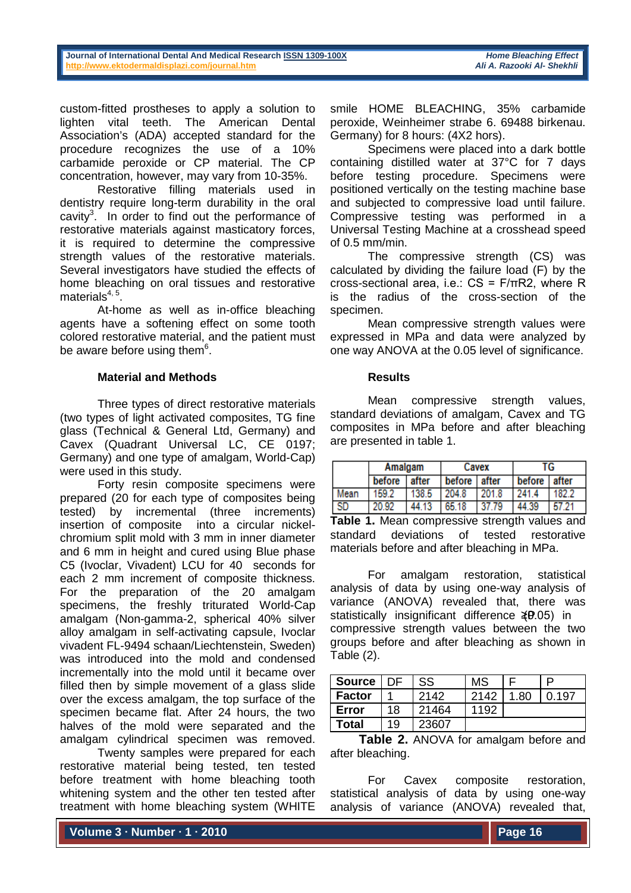custom-fitted prostheses to apply a solution to lighten vital teeth. The American Dental Association's (ADA) accepted standard for the procedure recognizes the use of a 10% carbamide peroxide or CP material. The CP concentration, however, may vary from 10-35%.

Restorative filling materials used in dentistry require long-term durability in the oral cavity[3]. In order to find out the performance of restorative materials against masticatory forces, it is required to determine the compressive strength values of the restorative materials. Several investigators have studied the effects of home bleaching on oral tissues and restorative materials[4, 5].

At-home as well as in-office bleaching agents have a softening effect on some tooth colored restorative material, and the patient must be aware before using them[6].

### Material and Methods

Three types of direct restorative materials (two types of light activated composites, TG fine glass (Technical & General Ltd, Germany) and Cavex (Quadrant Universal LC, CE 0197; Germany) and one type of amalgam, World-Cap) were used in this study.

Forty resin composite specimens were prepared (20 for each type of composites being tested) by incremental (three increments) insertion of composite into a circular nickel-chromium split mold with 3 mm in inner diameter and 6 mm in height and cured using Blue phase C5 (Ivoclar, Vivadent) LCU for 40 seconds for each 2 mm increment of composite thickness. For the preparation of the 20 amalgam specimens, the freshly triturated World-Cap amalgam (Non-gamma-2, spherical 40% silver alloy amalgam in self-activating capsule, Ivoclar vivadent FL-9494 schaan/Liechtenstein, Sweden) was introduced into the mold and condensed incrementally into the mold until it became over filled then by simple movement of a glass slide over the excess amalgam, the top surface of the specimen became flat. After 24 hours, the two halves of the mold were separated and the amalgam cylindrical specimen was removed.

Twenty samples were prepared for each restorative material being tested, ten tested before treatment with home bleaching tooth whitening system and the other ten tested after treatment with home bleaching system (WHITE smile HOME BLEACHING, 35% carbamide peroxide, Weinheimer strabe 6. 69488 birkenau. Germany) for 8 hours: (4X2 hors).

Specimens were placed into a dark bottle containing distilled water at 37°C for 7 days before testing procedure. Specimens were positioned vertically on the testing machine base and subjected to compressive load until failure. Compressive testing was performed in a Universal Testing Machine at a crosshead speed of 0.5 mm/min.

The compressive strength (CS) was calculated by dividing the failure load (F) by the cross-sectional area, i.e.: $CS = F/\pi R^2$, where R is the radius of the cross-section of the specimen.

Mean compressive strength values were expressed in MPa and data were analyzed by one way ANOVA at the 0.05 level of significance.

### Results

Mean compressive strength values, standard deviations of amalgam, Cavex and TG composites in MPa before and after bleaching are presented in table 1.

| | Amalgam | | Cavex | | TG | |
|---|---|---|---|---|---|---|
| | before | after | before | after | before | after |
| Mean | 159.2 | 138.5 | 204.8 | 201.8 | 241.4 | 182.2 |
| SD | 20.92 | 44.13 | 65.18 | 37.79 | 44.39 | 57.21 |

**Table 1.** Mean compressive strength values and standard deviations of tested restorative materials before and after bleaching in MPa.

For amalgam restoration, statistical analysis of data by using one-way analysis of variance (ANOVA) revealed that, there was statistically insignificant difference ($P > 0.05$) in compressive strength values between the two groups before and after bleaching as shown in Table (2).

| Source | DF | SS | MS | F | P |
|---|---|---|---|---|---|
| Factor | 1 | 2142 | 2142 | 1.80 | 0.197 |
| Error | 18 | 21464 | 1192 | | |
| Total | 19 | 23607 | | | |

**Table 2.** ANOVA for amalgam before and after bleaching.

For Cavex composite restoration, statistical analysis of data by using one-way analysis of variance (ANOVA) revealed that,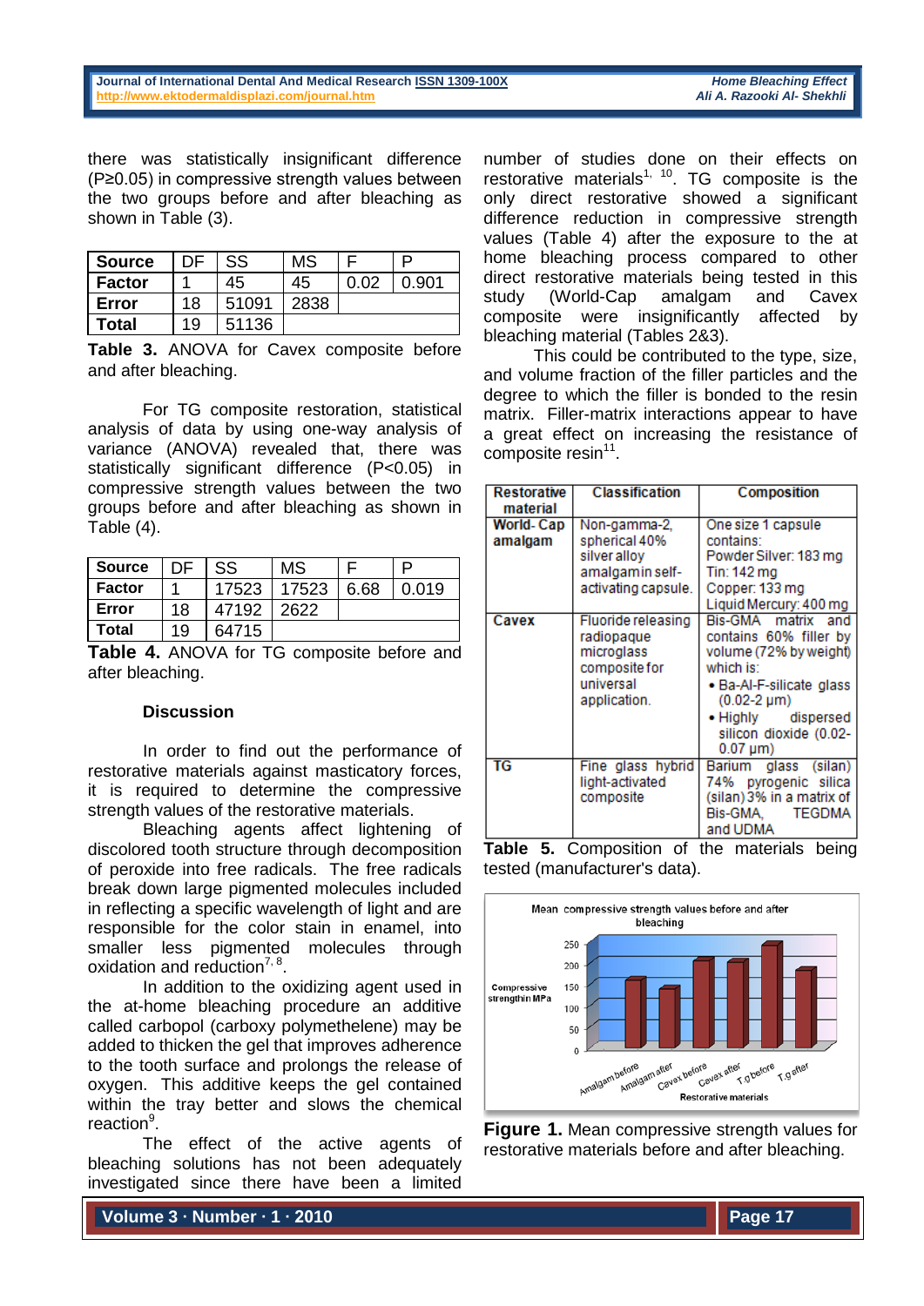there was statistically insignificant difference ($P \geq 0.05$) in compressive strength values between the two groups before and after bleaching as shown in Table (3).

| Source | DF | SS | MS | F | P |
|---|---|---|---|---|---|
| Factor | 1 | 45 | 45 | 0.02 | 0.901 |
| Error | 18 | 51091 | 2838 | | |
| Total | 19 | 51136 | | | |

**Table 3.** ANOVA for Cavex composite before and after bleaching.

For TG composite restoration, statistical analysis of data by using one-way analysis of variance (ANOVA) revealed that, there was statistically significant difference ($P<0.05$) in compressive strength values between the two groups before and after bleaching as shown in Table (4).

| Source | DF | SS | MS | F | P |
|---|---|---|---|---|---|
| Factor | 1 | 17523 | 17523 | 6.68 | 0.019 |
| Error | 18 | 47192 | 2622 | | |
| Total | 19 | 64715 | | | |

**Table 4.** ANOVA for TG composite before and after bleaching.

## Discussion

In order to find out the performance of restorative materials against masticatory forces, it is required to determine the compressive strength values of the restorative materials.

Bleaching agents affect lightening of discolored tooth structure through decomposition of peroxide into free radicals. The free radicals break down large pigmented molecules included in reflecting a specific wavelength of light and are responsible for the color stain in enamel, into smaller less pigmented molecules through oxidation and reduction[7, 8].

In addition to the oxidizing agent used in the at-home bleaching procedure an additive called carbopol (carboxy polymethelene) may be added to thicken the gel that improves adherence to the tooth surface and prolongs the release of oxygen. This additive keeps the gel contained within the tray better and slows the chemical reaction[9].

The effect of the active agents of bleaching solutions has not been adequately investigated since there have been a limited number of studies done on their effects on restorative materials[1, 10]. TG composite is the only direct restorative showed a significant difference reduction in compressive strength values (Table 4) after the exposure to the at home bleaching process compared to other direct restorative materials being tested in this study (World-Cap amalgam and Cavex composite were insignificantly affected by bleaching material (Tables 2&3).

This could be contributed to the type, size, and volume fraction of the filler particles and the degree to which the filler is bonded to the resin matrix. Filler-matrix interactions appear to have a great effect on increasing the resistance of composite resin[11].

| Restorative material | Classification | Composition |
|---|---|---|
| World- Cap amalgam | Non-gamma-2, spherical 40% silver alloy amalgam in self-activating capsule. | One size 1 capsule contains: Powder Silver: 183 mg Tin: 142 mg Copper: 133 mg Liquid Mercury: 400 mg |
| Cavex | Fluoride releasing radiopaque microglass composite for universal application. | Bis-GMA matrix and contains 60% filler by volume (72% by weight) which is: • Ba-Al-F-silicate glass (0.02-2 µm) • Highly dispersed silicon dioxide (0.02-0.07 µm) |
| TG | Fine glass hybrid light-activated composite | Barium glass (silan) 74% pyrogenic silica (silan) 3% in a matrix of Bis-GMA, TEGDMA and UDMA |

**Table 5.** Composition of the materials being tested (manufacturer's data).

**Figure 1.** Mean compressive strength values for restorative materials before and after bleaching.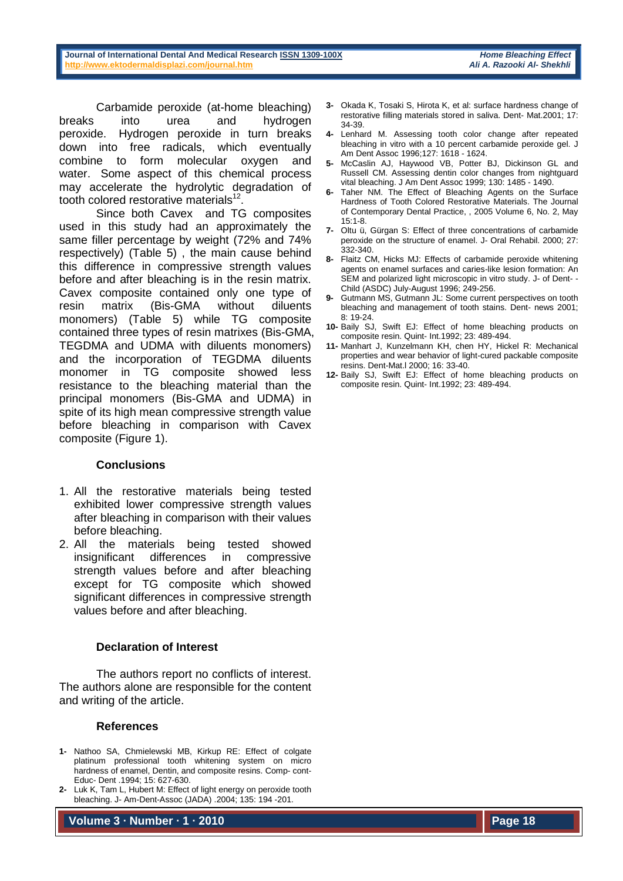Carbamide peroxide (at-home bleaching) breaks into urea and hydrogen peroxide. Hydrogen peroxide in turn breaks down into free radicals, which eventually combine to form molecular oxygen and water. Some aspect of this chemical process may accelerate the hydrolytic degradation of tooth colored restorative materials[12].

Since both Cavex and TG composites used in this study had an approximately the same filler percentage by weight (72% and 74% respectively) (Table 5) , the main cause behind this difference in compressive strength values before and after bleaching is in the resin matrix. Cavex composite contained only one type of resin matrix (Bis-GMA without diluents monomers) (Table 5) while TG composite contained three types of resin matrixes (Bis-GMA, TEGDMA and UDMA with diluents monomers) and the incorporation of TEGDMA diluents monomer in TG composite showed less resistance to the bleaching material than the principal monomers (Bis-GMA and UDMA) in spite of its high mean compressive strength value before bleaching in comparison with Cavex composite (Figure 1).

## Conclusions

1. All the restorative materials being tested exhibited lower compressive strength values after bleaching in comparison with their values before bleaching.
2. All the materials being tested showed insignificant differences in compressive strength values before and after bleaching except for TG composite which showed significant differences in compressive strength values before and after bleaching.

## Declaration of Interest

The authors report no conflicts of interest. The authors alone are responsible for the content and writing of the article.

## References

1- Nathoo SA, Chmielewski MB, Kirkup RE: Effect of colgate platinum professional tooth whitening system on micro hardness of enamel, Dentin, and composite resins. Comp- cont- Educ- Dent .1994; 15: 627-630.

2- Luk K, Tam L, Hubert M: Effect of light energy on peroxide tooth bleaching. J- Am-Dent-Assoc (JADA) .2004; 135: 194 -201.

3- Okada K, Tosaki S, Hirota K, et al: surface hardness change of restorative filling materials stored in saliva. Dent- Mat.2001; 17: 34-39.

4- Lenhard M. Assessing tooth color change after repeated bleaching in vitro with a 10 percent carbamide peroxide gel. J Am Dent Assoc 1996;127: 1618 - 1624.

5- McCaslin AJ, Haywood VB, Potter BJ, Dickinson GL and Russell CM. Assessing dentin color changes from nightguard vital bleaching. J Am Dent Assoc 1999; 130: 1485 - 1490.

6- Taher NM. The Effect of Bleaching Agents on the Surface Hardness of Tooth Colored Restorative Materials. The Journal of Contemporary Dental Practice, , 2005 Volume 6, No. 2, May 15:1-8.

7- Oltu ü, Gürgan S: Effect of three concentrations of carbamide peroxide on the structure of enamel. J- Oral Rehabil. 2000; 27: 332-340.

8- Flaitz CM, Hicks MJ: Effects of carbamide peroxide whitening agents on enamel surfaces and caries-like lesion formation: An SEM and polarized light microscopic in vitro study. J- of Dent- -Child (ASDC) July-August 1996; 249-256.

9- Gutmann MS, Gutmann JL: Some current perspectives on tooth bleaching and management of tooth stains. Dent- news 2001; 8: 19-24.

10- Baily SJ, Swift EJ: Effect of home bleaching products on composite resin. Quint- Int.1992; 23: 489-494.

11- Manhart J, Kunzelmann KH, chen HY, Hickel R: Mechanical properties and wear behavior of light-cured packable composite resins. Dent-Mat.l 2000; 16: 33-40.

12- Baily SJ, Swift EJ: Effect of home bleaching products on composite resin. Quint- Int.1992; 23: 489-494.